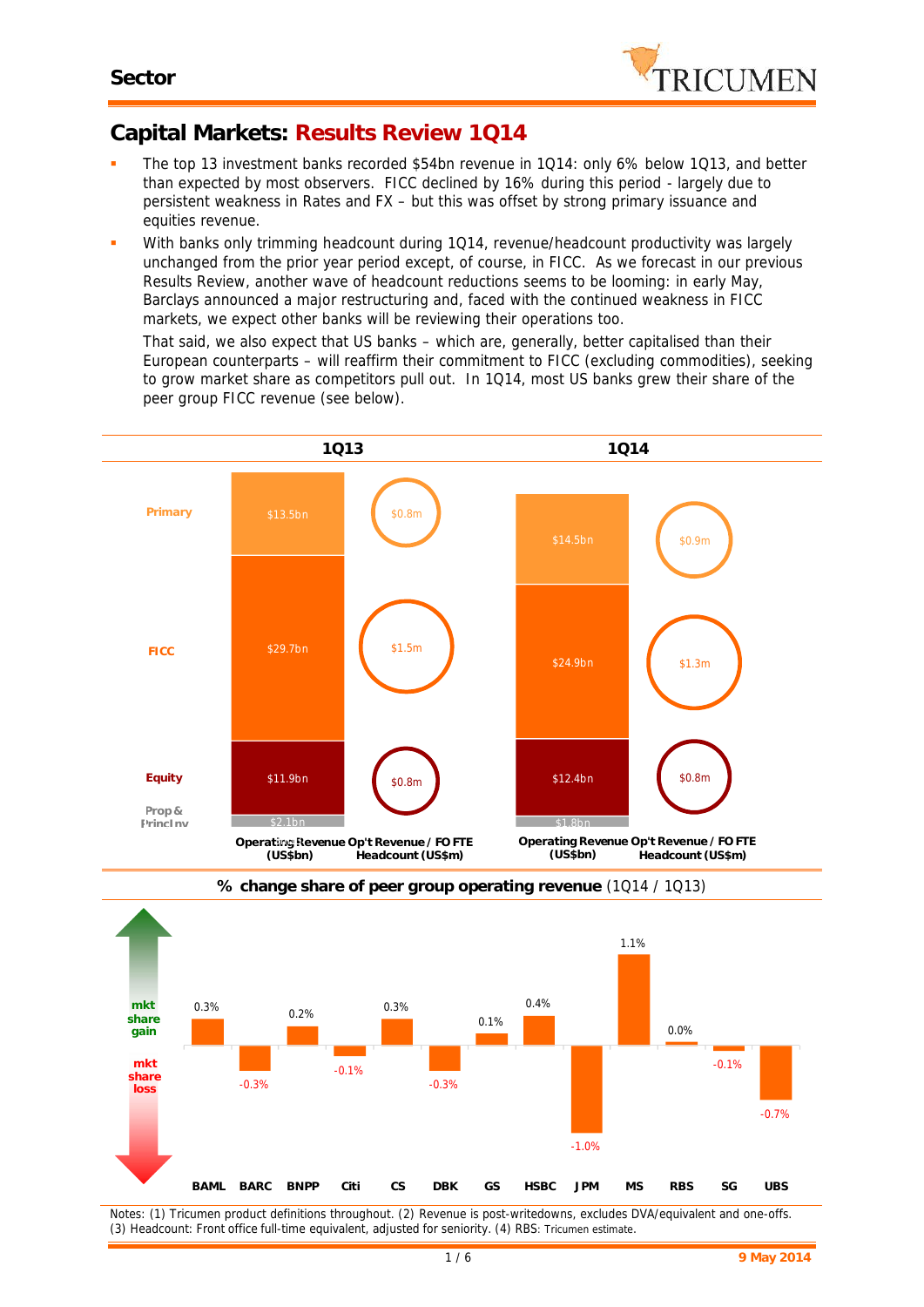## Sector

# Capital Markets: Results Review 1Q14

- The top 13 investment banks recorded \$54bn revenue in 1Q14: only 6% below 1Q13, and better than expected by most observers. FICC declined by 16% during this period - largely due to persistent weakness in Rates and FX – but this was offset by strong primary issuance and equities revenue.
- With banks only trimming headcount during 1Q14, revenue/headcount productivity was largely unchanged from the prior year period except, of course, in FICC. As we forecast in our previous Results Review, another wave of headcount reductions seems to be looming: in early May, Barclays announced a major restructuring and, faced with the continued weakness in FICC markets, we expect other banks will be reviewing their operations too.

  That said, we also expect that US banks – which are, generally, better capitalised than their European counterparts – will reaffirm their commitment to FICC (excluding commodities), seeking to grow market share as competitors pull out. In 1Q14, most US banks grew their share of the peer group FICC revenue (see below).

| | 1Q13 Operating Revenue (US\$bn) | 1Q13 Op't Revenue / FO FTE Headcount (US\$m) | 1Q14 Operating Revenue (US\$bn) | 1Q14 Op't Revenue / FO FTE Headcount (US\$m) |
|---|---|---|---|---|
| Primary | \$13.5bn | \$0.8m | \$14.5bn | \$0.9m |
| FICC | \$29.7bn | \$1.5m | \$24.9bn | \$1.3m |
| Equity | \$11.9bn | \$0.8m | \$12.4bn | \$0.8m |
| Prop & Princ Inv | \$2.1bn | | \$1.8bn | |

**% change share of peer group operating revenue** (1Q14 / 1Q13)

| | BAML | BARC | BNPP | Citi | CS | DBK | GS | HSBC | JPM | MS | RBS | SG | UBS |
|---|---|---|---|---|---|---|---|---|---|---|---|---|---|
| Change | 0.3% | -0.3% | 0.2% | -0.1% | 0.3% | -0.3% | 0.1% | 0.4% | -1.0% | 1.1% | 0.0% | -0.1% | -0.7% |

(mkt share gain / mkt share loss)

Notes: (1) Tricumen product definitions throughout. (2) Revenue is post-writedowns, excludes DVA/equivalent and one-offs. (3) Headcount: Front office full-time equivalent, adjusted for seniority. (4) RBS: Tricumen estimate.

9 May 2014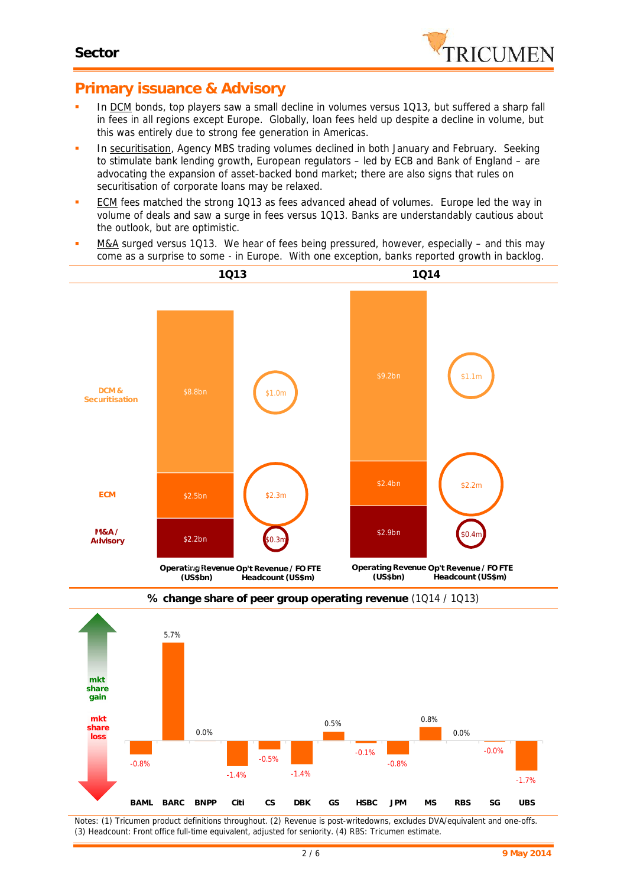## Primary issuance & Advisory

- In DCM bonds, top players saw a small decline in volumes versus 1Q13, but suffered a sharp fall in fees in all regions except Europe. Globally, loan fees held up despite a decline in volume, but this was entirely due to strong fee generation in Americas.
- In securitisation, Agency MBS trading volumes declined in both January and February. Seeking to stimulate bank lending growth, European regulators – led by ECB and Bank of England – are advocating the expansion of asset-backed bond market; there are also signs that rules on securitisation of corporate loans may be relaxed.
- ECM fees matched the strong 1Q13 as fees advanced ahead of volumes. Europe led the way in volume of deals and saw a surge in fees versus 1Q13. Banks are understandably cautious about the outlook, but are optimistic.
- M&A surged versus 1Q13. We hear of fees being pressured, however, especially – and this may come as a surprise to some - in Europe. With one exception, banks reported growth in backlog.

| | 1Q13 Operating Revenue (US$bn) | 1Q13 Op't Revenue / FO FTE Headcount (US$m) | 1Q14 Operating Revenue (US$bn) | 1Q14 Op't Revenue / FO FTE Headcount (US$m) |
|---|---|---|---|---|
| DCM & Securitisation | $8.8bn | $1.0m | $9.2bn | $1.1m |
| ECM | $2.5bn | $2.3m | $2.4bn | $2.2m |
| M&A / Advisory | $2.2bn | $0.3m | $2.9bn | $0.4m |

**% change share of peer group operating revenue** (1Q14 / 1Q13)

| BAML | BARC | BNPP | Citi | CS | DBK | GS | HSBC | JPM | MS | RBS | SG | UBS |
|---|---|---|---|---|---|---|---|---|---|---|---|---|
| -0.8% | 5.7% | 0.0% | -1.4% | -0.5% | -1.4% | 0.5% | -0.1% | -0.8% | 0.8% | 0.0% | -0.0% | -1.7% |

Notes: (1) Tricumen product definitions throughout. (2) Revenue is post-writedowns, excludes DVA/equivalent and one-offs. (3) Headcount: Front office full-time equivalent, adjusted for seniority. (4) RBS: Tricumen estimate.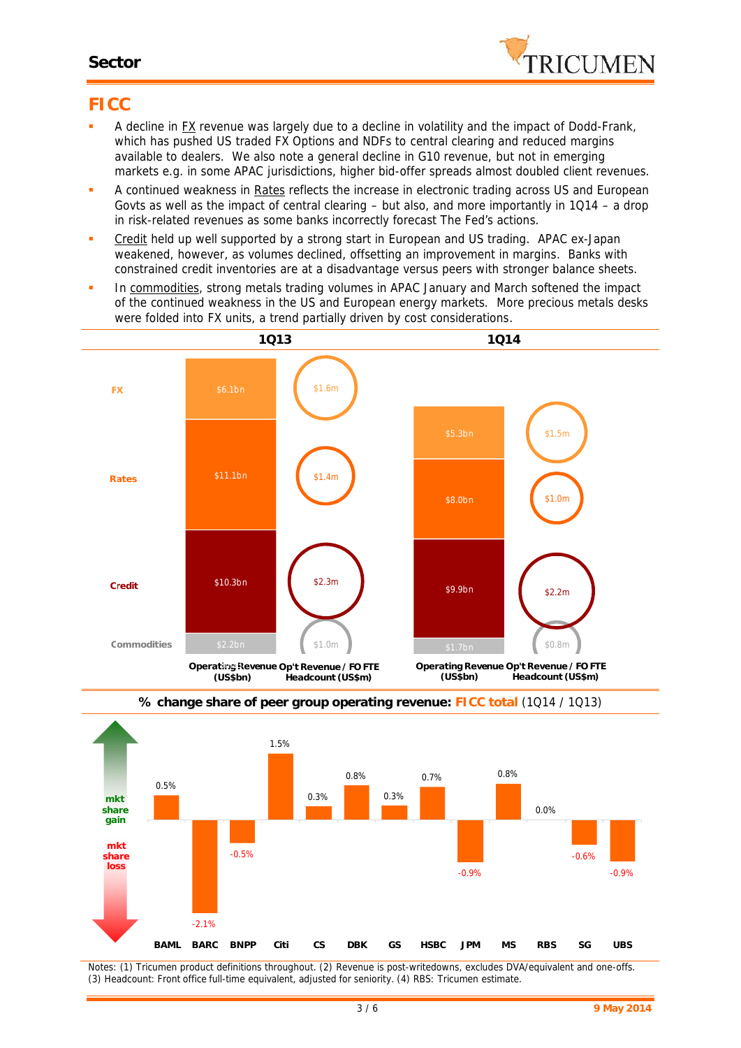## Sector

# FICC

- A decline in FX revenue was largely due to a decline in volatility and the impact of Dodd-Frank, which has pushed US traded FX Options and NDFs to central clearing and reduced margins available to dealers. We also note a general decline in G10 revenue, but not in emerging markets e.g. in some APAC jurisdictions, higher bid-offer spreads almost doubled client revenues.
- A continued weakness in Rates reflects the increase in electronic trading across US and European Govts as well as the impact of central clearing – but also, and more importantly in 1Q14 – a drop in risk-related revenues as some banks incorrectly forecast The Fed's actions.
- Credit held up well supported by a strong start in European and US trading. APAC ex-Japan weakened, however, as volumes declined, offsetting an improvement in margins. Banks with constrained credit inventories are at a disadvantage versus peers with stronger balance sheets.
- In commodities, strong metals trading volumes in APAC January and March softened the impact of the continued weakness in the US and European energy markets. More precious metals desks were folded into FX units, a trend partially driven by cost considerations.

| | 1Q13 Operating Revenue (US$bn) | 1Q13 Op't Revenue / FO FTE Headcount (US$m) | 1Q14 Operating Revenue (US$bn) | 1Q14 Op't Revenue / FO FTE Headcount (US$m) |
|---|---|---|---|---|
| FX | $6.1bn | $1.6m | $5.3bn | $1.5m |
| Rates | $11.1bn | $1.4m | $8.0bn | $1.0m |
| Credit | $10.3bn | $2.3m | $9.9bn | $2.2m |
| Commodities | $2.2bn | $1.0m | $1.7bn | $0.8m |

**% change share of peer group operating revenue: FICC total** (1Q14 / 1Q13)

| BAML | BARC | BNPP | Citi | CS | DBK | GS | HSBC | JPM | MS | RBS | SG | UBS |
|---|---|---|---|---|---|---|---|---|---|---|---|---|
| 0.5% | -2.1% | -0.5% | 1.5% | 0.3% | 0.8% | 0.3% | 0.7% | -0.9% | 0.8% | 0.0% | -0.6% | -0.9% |

Notes: (1) Tricumen product definitions throughout. (2) Revenue is post-writedowns, excludes DVA/equivalent and one-offs. (3) Headcount: Front office full-time equivalent, adjusted for seniority. (4) RBS: Tricumen estimate.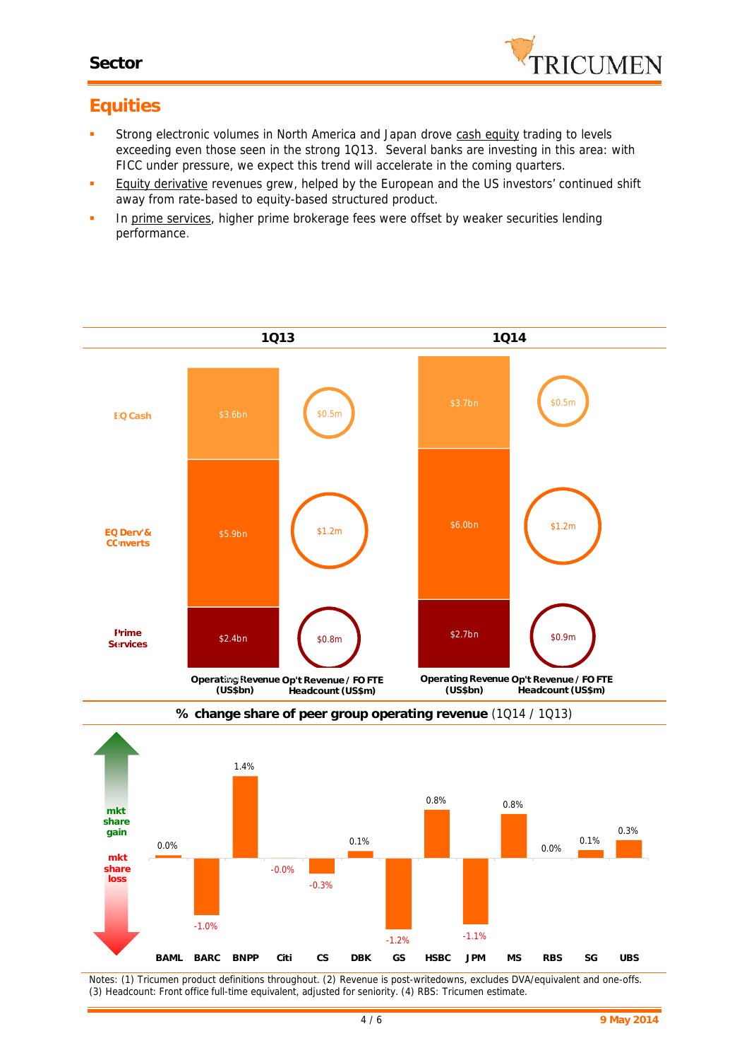## Sector

# Equities

- Strong electronic volumes in North America and Japan drove cash equity trading to levels exceeding even those seen in the strong 1Q13. Several banks are investing in this area: with FICC under pressure, we expect this trend will accelerate in the coming quarters.
- Equity derivative revenues grew, helped by the European and the US investors' continued shift away from rate-based to equity-based structured product.
- In prime services, higher prime brokerage fees were offset by weaker securities lending performance.

| | 1Q13 | | 1Q14 | |
|---|---|---|---|---|
| | Operating Revenue (US$bn) | Op't Revenue / FO FTE Headcount (US$m) | Operating Revenue (US$bn) | Op't Revenue / FO FTE Headcount (US$m) |
| EQ Cash | $3.6bn | $0.5m | $3.7bn | $0.5m |
| EQ Derv's & Converts | $5.9bn | $1.2m | $6.0bn | $1.2m |
| Prime Services | $2.4bn | $0.8m | $2.7bn | $0.9m |

**% change share of peer group operating revenue** (1Q14 / 1Q13)

| BAML | BARC | BNPP | Citi | CS | DBK | GS | HSBC | JPM | MS | RBS | SG | UBS |
|---|---|---|---|---|---|---|---|---|---|---|---|---|
| 0.0% | -1.0% | 1.4% | -0.0% | -0.3% | 0.1% | -1.2% | 0.8% | -1.1% | 0.8% | 0.0% | 0.1% | 0.3% |

Notes: (1) Tricumen product definitions throughout. (2) Revenue is post-writedowns, excludes DVA/equivalent and one-offs. (3) Headcount: Front office full-time equivalent, adjusted for seniority. (4) RBS: Tricumen estimate.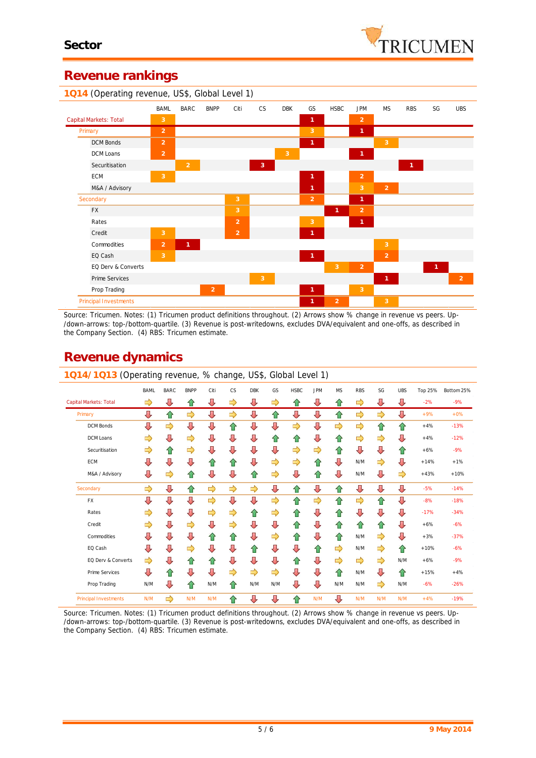# Sector

## Revenue rankings

**1Q14** (Operating revenue, US$, Global Level 1)

| | BAML | BARC | BNPP | Citi | CS | DBK | GS | HSBC | JPM | MS | RBS | SG | UBS |
|---|---|---|---|---|---|---|---|---|---|---|---|---|---|
| Capital Markets: Total | 3 | | | | | | 1 | | 2 | | | | |
| Primary | 2 | | | | | | 3 | | 1 | | | | |
| DCM Bonds | 2 | | | | | | 1 | | | 3 | | | |
| DCM Loans | 2 | | | | | 3 | | | 1 | | | | |
| Securitisation | | 2 | | | 3 | | | | | | 1 | | |
| ECM | 3 | | | | | | 1 | | 2 | | | | |
| M&A / Advisory | | | | | | | 1 | | 3 | 2 | | | |
| Secondary | | | | 3 | | | 2 | | 1 | | | | |
| FX | | | | 3 | | | | 1 | 2 | | | | |
| Rates | | | | 2 | | | 3 | | 1 | | | | |
| Credit | 3 | | | 2 | | | 1 | | | | | | |
| Commodities | 2 | 1 | | | | | | | | 3 | | | |
| EQ Cash | 3 | | | | | | 1 | | | 2 | | | |
| EQ Derv & Converts | | | | | | | | 3 | 2 | | | 1 | |
| Prime Services | | | | | 3 | | | | | 1 | | | 2 |
| Prop Trading | | | 2 | | | | 1 | | 3 | | | | |
| Principal Investments | | | | | | | 1 | 2 | | 3 | | | |

Source: Tricumen. Notes: (1) Tricumen product definitions throughout. (2) Arrows show % change in revenue vs peers. Up-/down-arrows: top-/bottom-quartile. (3) Revenue is post-writedowns, excludes DVA/equivalent and one-offs, as described in the Company Section. (4) RBS: Tricumen estimate.

## Revenue dynamics

**1Q14/1Q13** (Operating revenue, % change, US$, Global Level 1)

| | BAML | BARC | BNPP | Citi | CS | DBK | GS | HSBC | JPM | MS | RBS | SG | UBS | Top 25% | Bottom 25% |
|---|---|---|---|---|---|---|---|---|---|---|---|---|---|---|---|
| Capital Markets: Total | → | ↓ | ↑ | ↓ | → | ↓ | → | ↑ | ↓ | ↑ | → | ↓ | ↓ | -2% | -9% |
| Primary | ↓ | ↑ | → | ↓ | → | ↓ | ↑ | ↓ | ↓ | ↑ | → | → | ↓ | +9% | +0% |
| DCM Bonds | ↓ | → | ↓ | ↓ | ↑ | ↓ | ↓ | → | ↓ | → | → | ↑ | ↑ | +4% | -13% |
| DCM Loans | → | ↓ | → | ↓ | ↓ | ↓ | ↑ | ↑ | ↓ | ↑ | → | → | ↓ | +4% | -12% |
| Securitisation | → | ↑ | → | ↓ | ↓ | ↓ | ↓ | → | → | ↑ | ↓ | ↓ | ↑ | +6% | -9% |
| ECM | ↓ | ↓ | ↓ | ↑ | ↑ | ↓ | → | → | ↑ | ↓ | N/M | → | ↓ | +14% | +1% |
| M&A / Advisory | ↓ | → | ↑ | ↓ | ↓ | ↑ | → | ↓ | ↑ | ↓ | N/M | ↓ | → | +43% | +10% |
| Secondary | → | ↓ | ↑ | → | → | → | ↓ | ↑ | ↓ | ↑ | ↓ | ↓ | ↓ | -5% | -14% |
| FX | ↓ | ↓ | ↓ | → | ↓ | ↓ | → | ↑ | → | ↑ | → | ↑ | ↓ | -8% | -18% |
| Rates | → | ↓ | ↓ | → | → | ↑ | ↓ | ↑ | ↓ | ↑ | ↓ | ↓ | ↓ | -17% | -34% |
| Credit | → | ↓ | → | ↓ | → | ↓ | ↓ | ↑ | ↓ | ↑ | ↑ | ↑ | ↓ | +6% | -6% |
| Commodities | ↓ | ↓ | ↓ | ↑ | ↑ | ↓ | → | ↑ | ↓ | ↑ | N/M | → | ↓ | +3% | -37% |
| EQ Cash | ↓ | ↓ | → | ↓ | ↓ | ↑ | ↓ | ↓ | ↑ | → | N/M | → | ↑ | +10% | -6% |
| EQ Derv & Converts | → | ↓ | ↑ | ↑ | ↓ | ↓ | ↓ | ↑ | ↓ | → | → | → | N/M | +6% | -9% |
| Prime Services | ↓ | ↑ | ↓ | ↓ | → | → | → | ↓ | ↓ | ↑ | N/M | ↓ | ↑ | +15% | +4% |
| Prop Trading | N/M | ↓ | ↑ | N/M | ↑ | N/M | N/M | ↓ | ↓ | N/M | N/M | → | N/M | -6% | -26% |
| Principal Investments | N/M | → | N/M | N/M | ↑ | ↓ | ↓ | ↑ | N/M | ↓ | N/M | N/M | N/M | +4% | -19% |

Source: Tricumen. Notes: (1) Tricumen product definitions throughout. (2) Arrows show % change in revenue vs peers. Up-/down-arrows: top-/bottom-quartile. (3) Revenue is post-writedowns, excludes DVA/equivalent and one-offs, as described in the Company Section. (4) RBS: Tricumen estimate.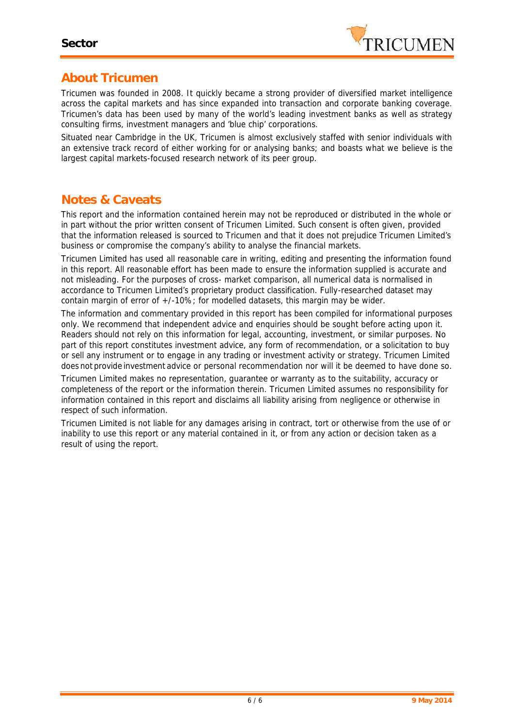## About Tricumen

Tricumen was founded in 2008. It quickly became a strong provider of diversified market intelligence across the capital markets and has since expanded into transaction and corporate banking coverage. Tricumen's data has been used by many of the world's leading investment banks as well as strategy consulting firms, investment managers and 'blue chip' corporations.

Situated near Cambridge in the UK, Tricumen is almost exclusively staffed with senior individuals with an extensive track record of either working for or analysing banks; and boasts what we believe is the largest capital markets-focused research network of its peer group.

## Notes & Caveats

This report and the information contained herein may not be reproduced or distributed in the whole or in part without the prior written consent of Tricumen Limited. Such consent is often given, provided that the information released is sourced to Tricumen and that it does not prejudice Tricumen Limited's business or compromise the company's ability to analyse the financial markets.

Tricumen Limited has used all reasonable care in writing, editing and presenting the information found in this report. All reasonable effort has been made to ensure the information supplied is accurate and not misleading. For the purposes of cross- market comparison, all numerical data is normalised in accordance to Tricumen Limited's proprietary product classification. Fully-researched dataset may contain margin of error of +/-10%; for modelled datasets, this margin may be wider.

The information and commentary provided in this report has been compiled for informational purposes only. We recommend that independent advice and enquiries should be sought before acting upon it. Readers should not rely on this information for legal, accounting, investment, or similar purposes. No part of this report constitutes investment advice, any form of recommendation, or a solicitation to buy or sell any instrument or to engage in any trading or investment activity or strategy. Tricumen Limited does not provide investment advice or personal recommendation nor will it be deemed to have done so.

Tricumen Limited makes no representation, guarantee or warranty as to the suitability, accuracy or completeness of the report or the information therein. Tricumen Limited assumes no responsibility for information contained in this report and disclaims all liability arising from negligence or otherwise in respect of such information.

Tricumen Limited is not liable for any damages arising in contract, tort or otherwise from the use of or inability to use this report or any material contained in it, or from any action or decision taken as a result of using the report.